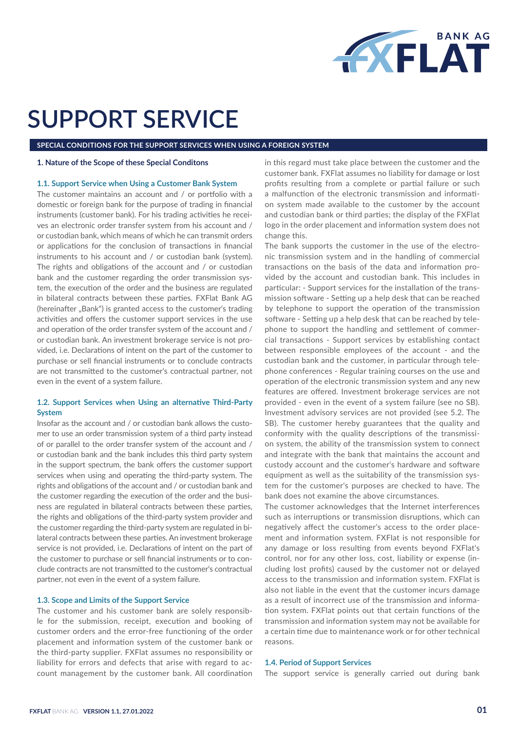# SUPPORT SERVICE

## SPECIAL CONDITIONS FOR THE SUPPORT SERVICES WHEN USING A FOREIGN SYSTEM

### 1. Nature of the Scope of these Special Conditons

#### 1.1. Support Service when Using a Customer Bank System

The customer maintains an account and / or portfolio with a domestic or foreign bank for the purpose of trading in financial instruments (customer bank). For his trading activities he receives an electronic order transfer system from his account and / or custodian bank, which means of which he can transmit orders or applications for the conclusion of transactions in financial instruments to his account and / or custodian bank (system). The rights and obligations of the account and / or custodian bank and the customer regarding the order transmission system, the execution of the order and the business are regulated in bilateral contracts between these parties. FXFlat Bank AG (hereinafter „Bank") is granted access to the customer's trading activities and offers the customer support services in the use and operation of the order transfer system of the account and / or custodian bank. An investment brokerage service is not provided, i.e. Declarations of intent on the part of the customer to purchase or sell financial instruments or to conclude contracts are not transmitted to the customer's contractual partner, not even in the event of a system failure.

#### 1.2. Support Services when Using an alternative Third-Party System

Insofar as the account and / or custodian bank allows the customer to use an order transmission system of a third party instead of or parallel to the order transfer system of the account and / or custodian bank and the bank includes this third party system in the support spectrum, the bank offers the customer support services when using and operating the third-party system. The rights and obligations of the account and / or custodian bank and the customer regarding the execution of the order and the business are regulated in bilateral contracts between these parties, the rights and obligations of the third-party system provider and the customer regarding the third-party system are regulated in bilateral contracts between these parties. An investment brokerage service is not provided, i.e. Declarations of intent on the part of the customer to purchase or sell financial instruments or to conclude contracts are not transmitted to the customer's contractual partner, not even in the event of a system failure.

#### 1.3. Scope and Limits of the Support Service

The customer and his customer bank are solely responsible for the submission, receipt, execution and booking of customer orders and the error-free functioning of the order placement and information system of the customer bank or the third-party supplier. FXFlat assumes no responsibility or liability for errors and defects that arise with regard to account management by the customer bank. All coordination in this regard must take place between the customer and the customer bank. FXFlat assumes no liability for damage or lost profits resulting from a complete or partial failure or such a malfunction of the electronic transmission and information system made available to the customer by the account and custodian bank or third parties; the display of the FXFlat logo in the order placement and information system does not change this.

The bank supports the customer in the use of the electronic transmission system and in the handling of commercial transactions on the basis of the data and information provided by the account and custodian bank. This includes in particular: - Support services for the installation of the transmission software - Setting up a help desk that can be reached by telephone to support the operation of the transmission software - Setting up a help desk that can be reached by telephone to support the handling and settlement of commercial transactions - Support services by establishing contact between responsible employees of the account - and the custodian bank and the customer, in particular through telephone conferences - Regular training courses on the use and operation of the electronic transmission system and any new features are offered. Investment brokerage services are not provided - even in the event of a system failure (see no SB). Investment advisory services are not provided (see 5.2. The SB). The customer hereby guarantees that the quality and conformity with the quality descriptions of the transmission system, the ability of the transmission system to connect and integrate with the bank that maintains the account and custody account and the customer's hardware and software equipment as well as the suitability of the transmission system for the customer's purposes are checked to have. The bank does not examine the above circumstances.

The customer acknowledges that the Internet interferences such as interruptions or transmission disruptions, which can negatively affect the customer's access to the order placement and information system. FXFlat is not responsible for any damage or loss resulting from events beyond FXFlat's control, nor for any other loss, cost, liability or expense (including lost profits) caused by the customer not or delayed access to the transmission and information system. FXFlat is also not liable in the event that the customer incurs damage as a result of incorrect use of the transmission and information system. FXFlat points out that certain functions of the transmission and information system may not be available for a certain time due to maintenance work or for other technical reasons.

#### 1.4. Period of Support Services

The support service is generally carried out during bank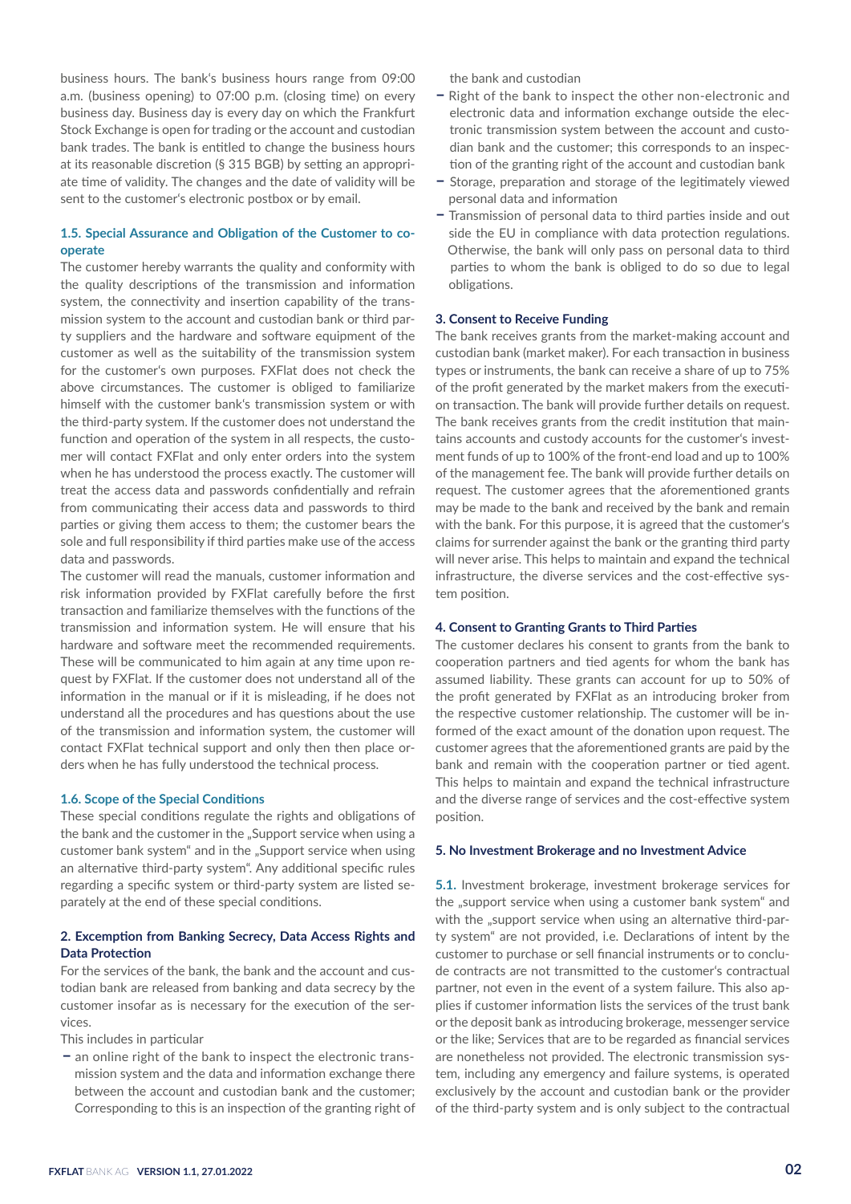business hours. The bank's business hours range from 09:00 a.m. (business opening) to 07:00 p.m. (closing time) on every business day. Business day is every day on which the Frankfurt Stock Exchange is open for trading or the account and custodian bank trades. The bank is entitled to change the business hours at its reasonable discretion (§ 315 BGB) by setting an appropriate time of validity. The changes and the date of validity will be sent to the customer's electronic postbox or by email.

### 1.5. Special Assurance and Obligation of the Customer to cooperate

The customer hereby warrants the quality and conformity with the quality descriptions of the transmission and information system, the connectivity and insertion capability of the transmission system to the account and custodian bank or third party suppliers and the hardware and software equipment of the customer as well as the suitability of the transmission system for the customer's own purposes. FXFlat does not check the above circumstances. The customer is obliged to familiarize himself with the customer bank's transmission system or with the third-party system. If the customer does not understand the function and operation of the system in all respects, the customer will contact FXFlat and only enter orders into the system when he has understood the process exactly. The customer will treat the access data and passwords confidentially and refrain from communicating their access data and passwords to third parties or giving them access to them; the customer bears the sole and full responsibility if third parties make use of the access data and passwords.

The customer will read the manuals, customer information and risk information provided by FXFlat carefully before the first transaction and familiarize themselves with the functions of the transmission and information system. He will ensure that his hardware and software meet the recommended requirements. These will be communicated to him again at any time upon request by FXFlat. If the customer does not understand all of the information in the manual or if it is misleading, if he does not understand all the procedures and has questions about the use of the transmission and information system, the customer will contact FXFlat technical support and only then then place orders when he has fully understood the technical process.

### 1.6. Scope of the Special Conditions

These special conditions regulate the rights and obligations of the bank and the customer in the „Support service when using a customer bank system" and in the „Support service when using an alternative third-party system". Any additional specific rules regarding a specific system or third-party system are listed separately at the end of these special conditions.

## 2. Excemption from Banking Secrecy, Data Access Rights and Data Protection

For the services of the bank, the bank and the account and custodian bank are released from banking and data secrecy by the customer insofar as is necessary for the execution of the services.

This includes in particular

- an online right of the bank to inspect the electronic transmission system and the data and information exchange there between the account and custodian bank and the customer; Corresponding to this is an inspection of the granting right of the bank and custodian
- Right of the bank to inspect the other non-electronic and electronic data and information exchange outside the electronic transmission system between the account and custodian bank and the customer; this corresponds to an inspection of the granting right of the account and custodian bank
- Storage, preparation and storage of the legitimately viewed personal data and information
- Transmission of personal data to third parties inside and out side the EU in compliance with data protection regulations. Otherwise, the bank will only pass on personal data to third parties to whom the bank is obliged to do so due to legal obligations.

## 3. Consent to Receive Funding

The bank receives grants from the market-making account and custodian bank (market maker). For each transaction in business types or instruments, the bank can receive a share of up to 75% of the profit generated by the market makers from the execution transaction. The bank will provide further details on request. The bank receives grants from the credit institution that maintains accounts and custody accounts for the customer's investment funds of up to 100% of the front-end load and up to 100% of the management fee. The bank will provide further details on request. The customer agrees that the aforementioned grants may be made to the bank and received by the bank and remain with the bank. For this purpose, it is agreed that the customer's claims for surrender against the bank or the granting third party will never arise. This helps to maintain and expand the technical infrastructure, the diverse services and the cost-effective system position.

## 4. Consent to Granting Grants to Third Parties

The customer declares his consent to grants from the bank to cooperation partners and tied agents for whom the bank has assumed liability. These grants can account for up to 50% of the profit generated by FXFlat as an introducing broker from the respective customer relationship. The customer will be informed of the exact amount of the donation upon request. The customer agrees that the aforementioned grants are paid by the bank and remain with the cooperation partner or tied agent. This helps to maintain and expand the technical infrastructure and the diverse range of services and the cost-effective system position.

## 5. No Investment Brokerage and no Investment Advice

**5.1.** Investment brokerage, investment brokerage services for the „support service when using a customer bank system" and with the „support service when using an alternative third-party system" are not provided, i.e. Declarations of intent by the customer to purchase or sell financial instruments or to conclude contracts are not transmitted to the customer's contractual partner, not even in the event of a system failure. This also applies if customer information lists the services of the trust bank or the deposit bank as introducing brokerage, messenger service or the like; Services that are to be regarded as financial services are nonetheless not provided. The electronic transmission system, including any emergency and failure systems, is operated exclusively by the account and custodian bank or the provider of the third-party system and is only subject to the contractual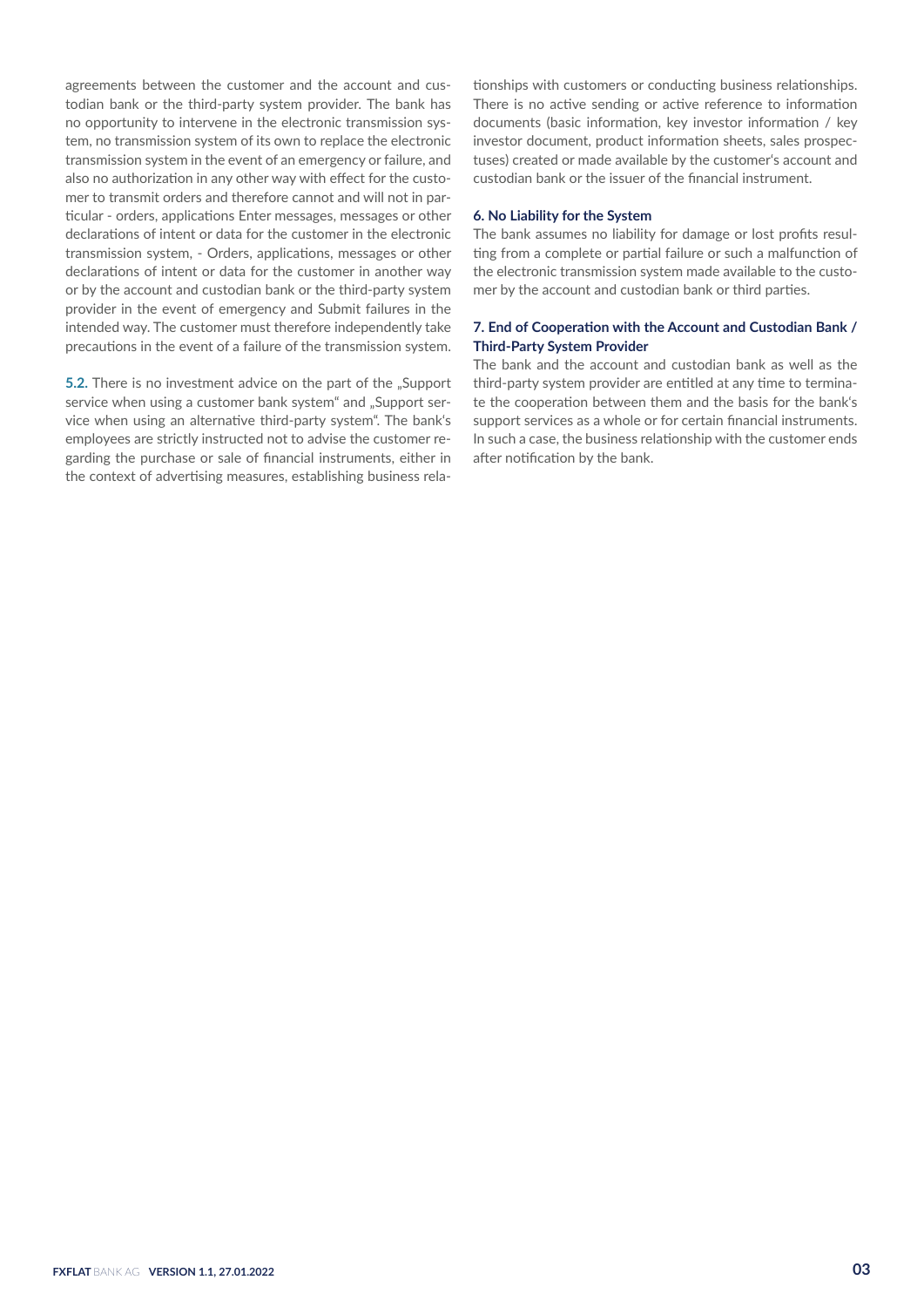agreements between the customer and the account and custodian bank or the third-party system provider. The bank has no opportunity to intervene in the electronic transmission system, no transmission system of its own to replace the electronic transmission system in the event of an emergency or failure, and also no authorization in any other way with effect for the customer to transmit orders and therefore cannot and will not in particular - orders, applications Enter messages, messages or other declarations of intent or data for the customer in the electronic transmission system, - Orders, applications, messages or other declarations of intent or data for the customer in another way or by the account and custodian bank or the third-party system provider in the event of emergency and Submit failures in the intended way. The customer must therefore independently take precautions in the event of a failure of the transmission system.

**5.2.** There is no investment advice on the part of the „Support service when using a customer bank system“ and „Support service when using an alternative third-party system“. The bank's employees are strictly instructed not to advise the customer regarding the purchase or sale of financial instruments, either in the context of advertising measures, establishing business relationships with customers or conducting business relationships. There is no active sending or active reference to information documents (basic information, key investor information / key investor document, product information sheets, sales prospectuses) created or made available by the customer's account and custodian bank or the issuer of the financial instrument.

### 6. No Liability for the System

The bank assumes no liability for damage or lost profits resulting from a complete or partial failure or such a malfunction of the electronic transmission system made available to the customer by the account and custodian bank or third parties.

### 7. End of Cooperation with the Account and Custodian Bank / Third-Party System Provider

The bank and the account and custodian bank as well as the third-party system provider are entitled at any time to terminate the cooperation between them and the basis for the bank's support services as a whole or for certain financial instruments. In such a case, the business relationship with the customer ends after notification by the bank.